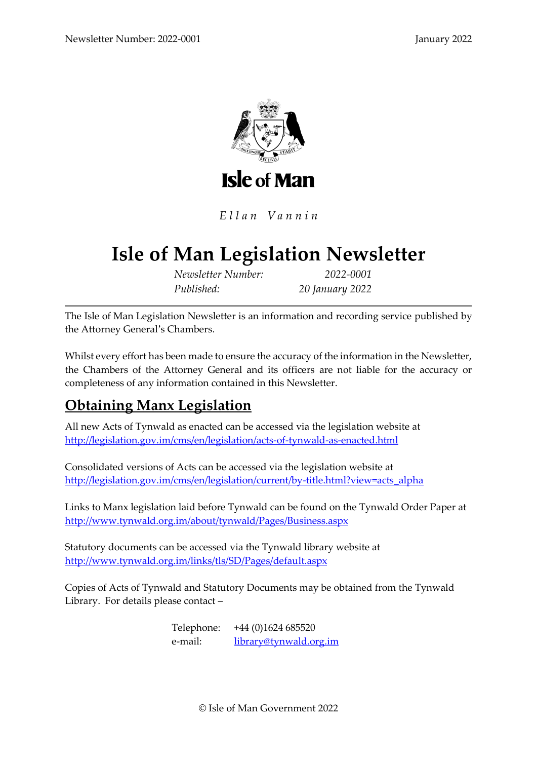Isle of Man

*Ellan Vannin*

# Isle of Man Legislation Newsletter

*Newsletter Number:* *2022-0001*
*Published:* *20 January 2022*

---

The Isle of Man Legislation Newsletter is an information and recording service published by the Attorney General's Chambers.

Whilst every effort has been made to ensure the accuracy of the information in the Newsletter, the Chambers of the Attorney General and its officers are not liable for the accuracy or completeness of any information contained in this Newsletter.

## Obtaining Manx Legislation

All new Acts of Tynwald as enacted can be accessed via the legislation website at
http://legislation.gov.im/cms/en/legislation/acts-of-tynwald-as-enacted.html

Consolidated versions of Acts can be accessed via the legislation website at
http://legislation.gov.im/cms/en/legislation/current/by-title.html?view=acts_alpha

Links to Manx legislation laid before Tynwald can be found on the Tynwald Order Paper at
http://www.tynwald.org.im/about/tynwald/Pages/Business.aspx

Statutory documents can be accessed via the Tynwald library website at
http://www.tynwald.org.im/links/tls/SD/Pages/default.aspx

Copies of Acts of Tynwald and Statutory Documents may be obtained from the Tynwald Library. For details please contact –

Telephone: +44 (0)1624 685520
e-mail: library@tynwald.org.im

© Isle of Man Government 2022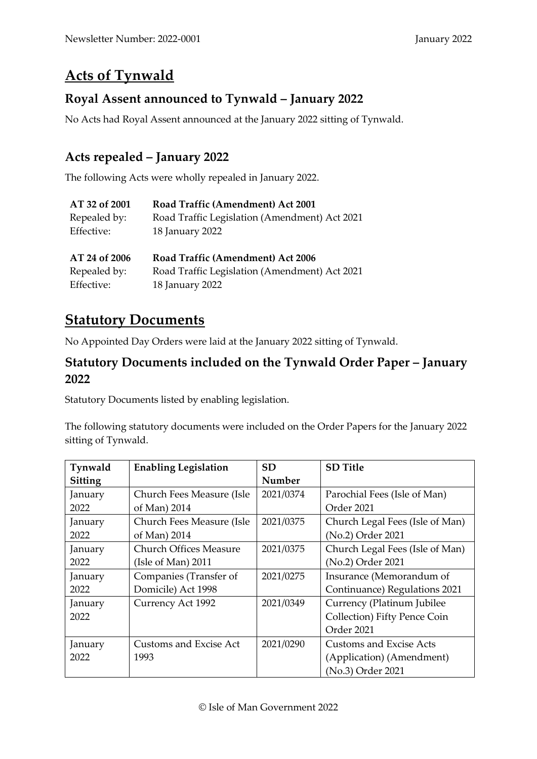# Acts of Tynwald

## Royal Assent announced to Tynwald – January 2022

No Acts had Royal Assent announced at the January 2022 sitting of Tynwald.

## Acts repealed – January 2022

The following Acts were wholly repealed in January 2022.

| | |
|---|---|
| **AT 32 of 2001** | **Road Traffic (Amendment) Act 2001** |
| Repealed by: | Road Traffic Legislation (Amendment) Act 2021 |
| Effective: | 18 January 2022 |

| | |
|---|---|
| **AT 24 of 2006** | **Road Traffic (Amendment) Act 2006** |
| Repealed by: | Road Traffic Legislation (Amendment) Act 2021 |
| Effective: | 18 January 2022 |

# Statutory Documents

No Appointed Day Orders were laid at the January 2022 sitting of Tynwald.

## Statutory Documents included on the Tynwald Order Paper – January 2022

Statutory Documents listed by enabling legislation.

The following statutory documents were included on the Order Papers for the January 2022 sitting of Tynwald.

| Tynwald Sitting | Enabling Legislation | SD Number | SD Title |
|---|---|---|---|
| January 2022 | Church Fees Measure (Isle of Man) 2014 | 2021/0374 | Parochial Fees (Isle of Man) Order 2021 |
| January 2022 | Church Fees Measure (Isle of Man) 2014 | 2021/0375 | Church Legal Fees (Isle of Man) (No.2) Order 2021 |
| January 2022 | Church Offices Measure (Isle of Man) 2011 | 2021/0375 | Church Legal Fees (Isle of Man) (No.2) Order 2021 |
| January 2022 | Companies (Transfer of Domicile) Act 1998 | 2021/0275 | Insurance (Memorandum of Continuance) Regulations 2021 |
| January 2022 | Currency Act 1992 | 2021/0349 | Currency (Platinum Jubilee Collection) Fifty Pence Coin Order 2021 |
| January 2022 | Customs and Excise Act 1993 | 2021/0290 | Customs and Excise Acts (Application) (Amendment) (No.3) Order 2021 |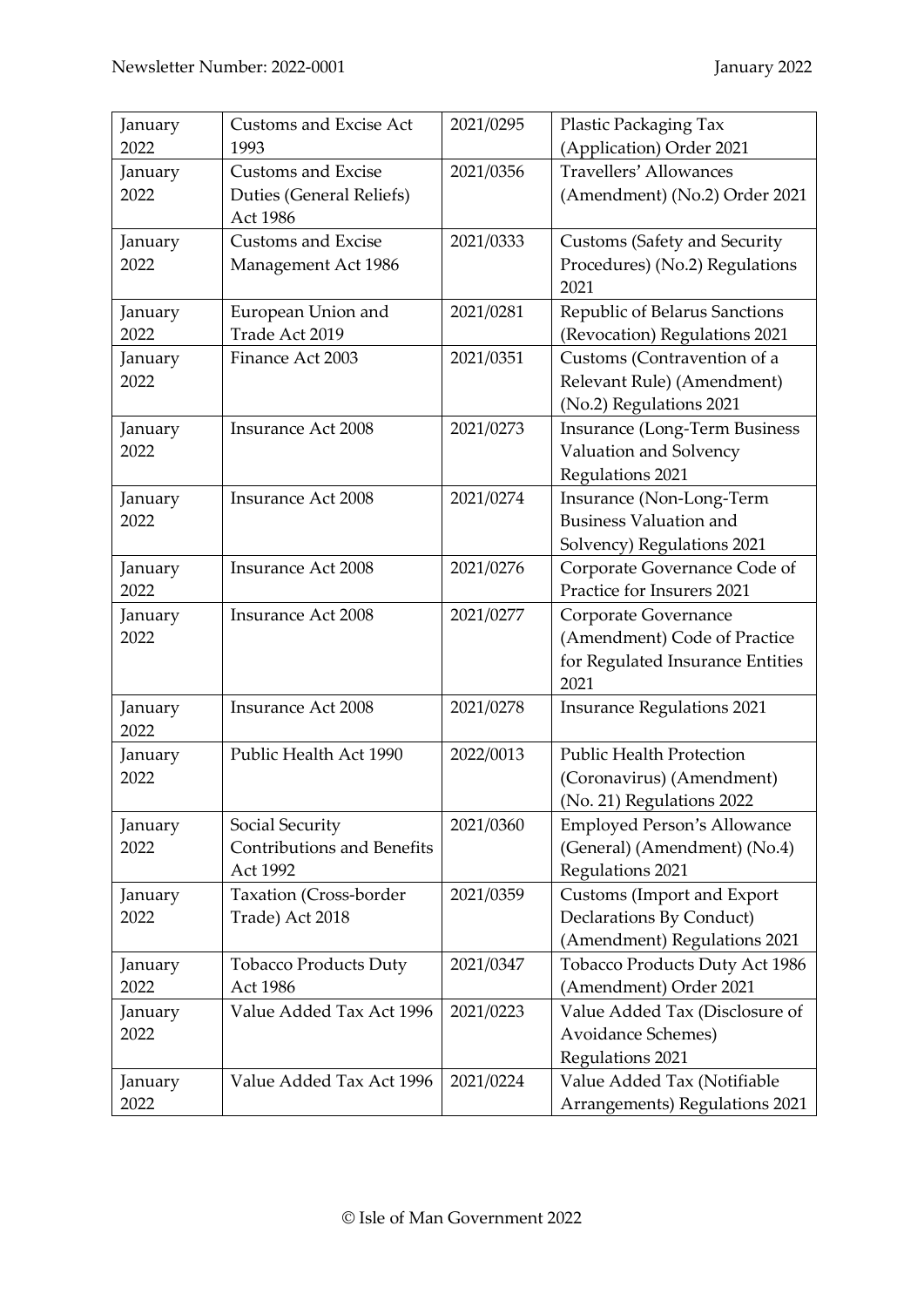| January 2022 | Customs and Excise Act 1993 | 2021/0295 | Plastic Packaging Tax (Application) Order 2021 |
| --- | --- | --- | --- |
| January 2022 | Customs and Excise Duties (General Reliefs) Act 1986 | 2021/0356 | Travellers' Allowances (Amendment) (No.2) Order 2021 |
| January 2022 | Customs and Excise Management Act 1986 | 2021/0333 | Customs (Safety and Security Procedures) (No.2) Regulations 2021 |
| January 2022 | European Union and Trade Act 2019 | 2021/0281 | Republic of Belarus Sanctions (Revocation) Regulations 2021 |
| January 2022 | Finance Act 2003 | 2021/0351 | Customs (Contravention of a Relevant Rule) (Amendment) (No.2) Regulations 2021 |
| January 2022 | Insurance Act 2008 | 2021/0273 | Insurance (Long-Term Business Valuation and Solvency Regulations 2021 |
| January 2022 | Insurance Act 2008 | 2021/0274 | Insurance (Non-Long-Term Business Valuation and Solvency) Regulations 2021 |
| January 2022 | Insurance Act 2008 | 2021/0276 | Corporate Governance Code of Practice for Insurers 2021 |
| January 2022 | Insurance Act 2008 | 2021/0277 | Corporate Governance (Amendment) Code of Practice for Regulated Insurance Entities 2021 |
| January 2022 | Insurance Act 2008 | 2021/0278 | Insurance Regulations 2021 |
| January 2022 | Public Health Act 1990 | 2022/0013 | Public Health Protection (Coronavirus) (Amendment) (No. 21) Regulations 2022 |
| January 2022 | Social Security Contributions and Benefits Act 1992 | 2021/0360 | Employed Person's Allowance (General) (Amendment) (No.4) Regulations 2021 |
| January 2022 | Taxation (Cross-border Trade) Act 2018 | 2021/0359 | Customs (Import and Export Declarations By Conduct) (Amendment) Regulations 2021 |
| January 2022 | Tobacco Products Duty Act 1986 | 2021/0347 | Tobacco Products Duty Act 1986 (Amendment) Order 2021 |
| January 2022 | Value Added Tax Act 1996 | 2021/0223 | Value Added Tax (Disclosure of Avoidance Schemes) Regulations 2021 |
| January 2022 | Value Added Tax Act 1996 | 2021/0224 | Value Added Tax (Notifiable Arrangements) Regulations 2021 |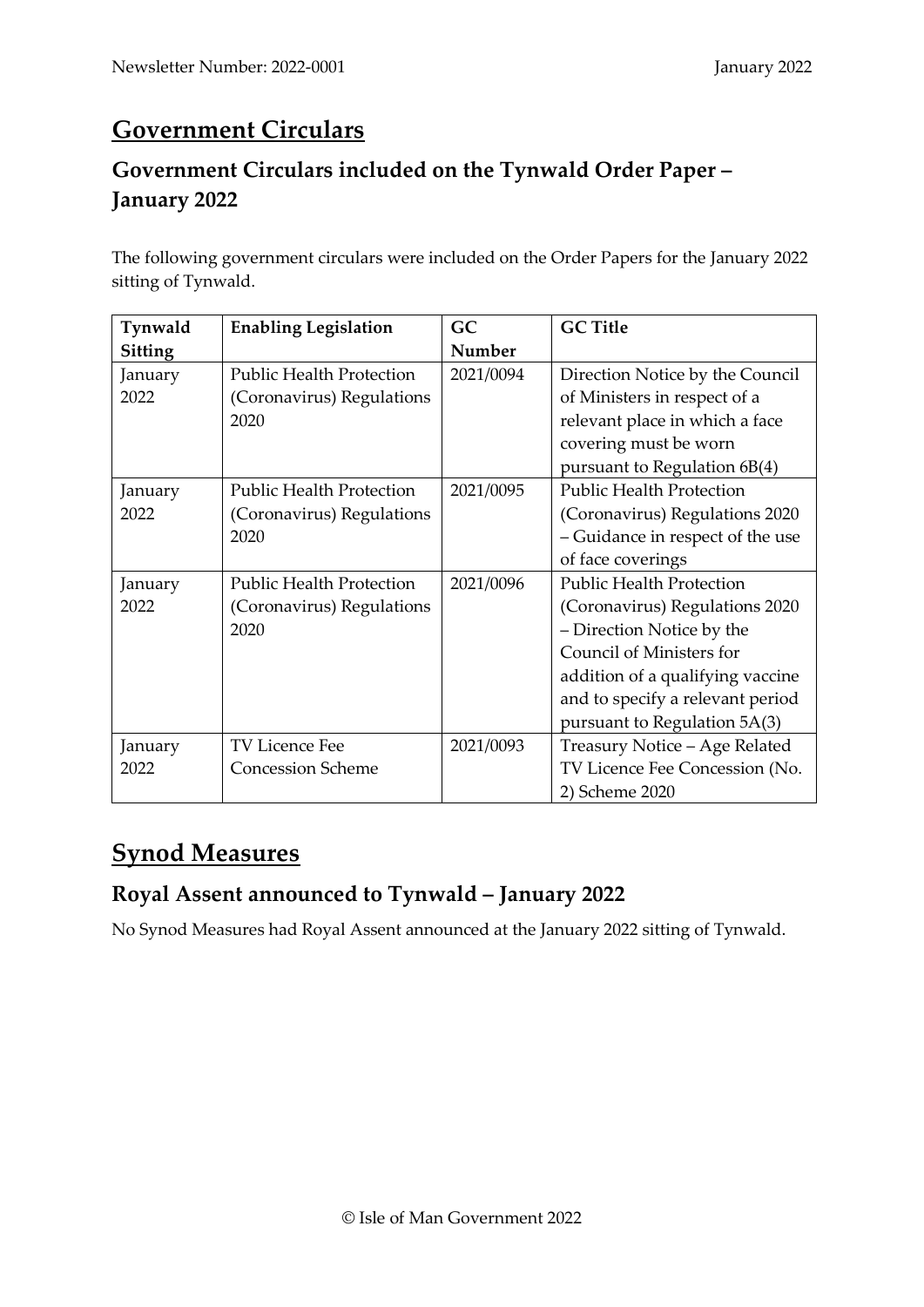# Government Circulars

## Government Circulars included on the Tynwald Order Paper – January 2022

The following government circulars were included on the Order Papers for the January 2022 sitting of Tynwald.

| Tynwald Sitting | Enabling Legislation | GC Number | GC Title |
|---|---|---|---|
| January 2022 | Public Health Protection (Coronavirus) Regulations 2020 | 2021/0094 | Direction Notice by the Council of Ministers in respect of a relevant place in which a face covering must be worn pursuant to Regulation 6B(4) |
| January 2022 | Public Health Protection (Coronavirus) Regulations 2020 | 2021/0095 | Public Health Protection (Coronavirus) Regulations 2020 – Guidance in respect of the use of face coverings |
| January 2022 | Public Health Protection (Coronavirus) Regulations 2020 | 2021/0096 | Public Health Protection (Coronavirus) Regulations 2020 – Direction Notice by the Council of Ministers for addition of a qualifying vaccine and to specify a relevant period pursuant to Regulation 5A(3) |
| January 2022 | TV Licence Fee Concession Scheme | 2021/0093 | Treasury Notice – Age Related TV Licence Fee Concession (No. 2) Scheme 2020 |

# Synod Measures

## Royal Assent announced to Tynwald – January 2022

No Synod Measures had Royal Assent announced at the January 2022 sitting of Tynwald.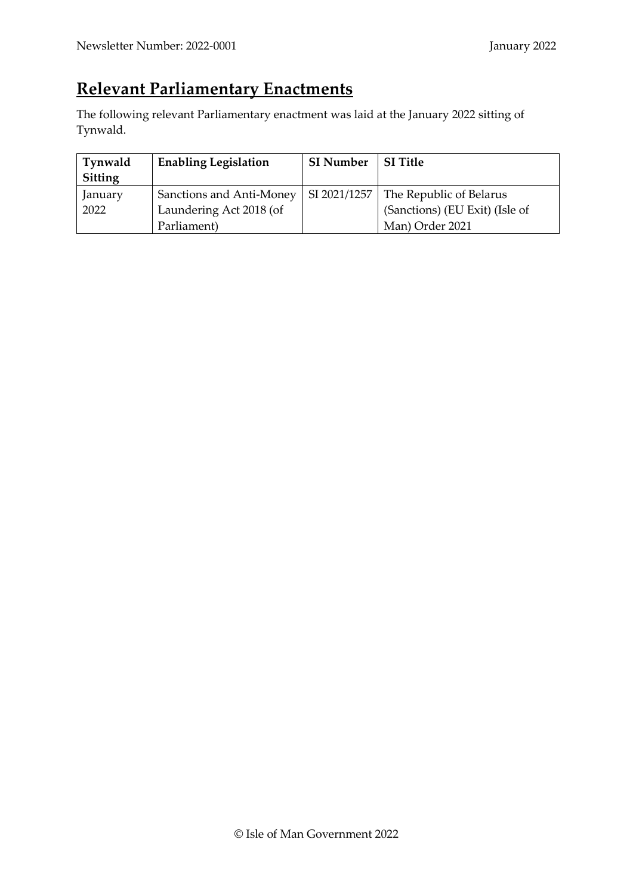## Relevant Parliamentary Enactments

The following relevant Parliamentary enactment was laid at the January 2022 sitting of Tynwald.

| Tynwald Sitting | Enabling Legislation | SI Number | SI Title |
|---|---|---|---|
| January 2022 | Sanctions and Anti-Money Laundering Act 2018 (of Parliament) | SI 2021/1257 | The Republic of Belarus (Sanctions) (EU Exit) (Isle of Man) Order 2021 |